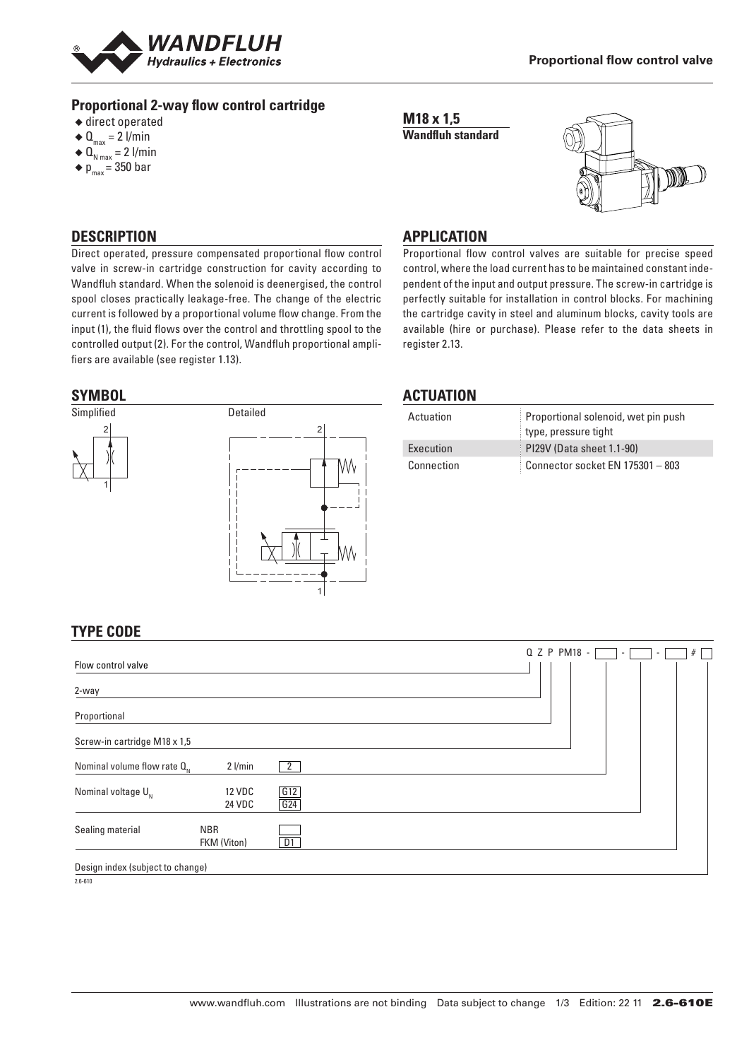**Proportional flow control valve**

## Proportional 2-way flow control cartridge

- direct operated
- $Q_{max}$ = 2 l/min
- $Q_{N\,max}$ = 2 l/min
- $p_{max}$ = 350 bar

**M18 x 1,5**
**Wandfluh standard**

## DESCRIPTION

Direct operated, pressure compensated proportional flow control valve in screw-in cartridge construction for cavity according to Wandfluh standard. When the solenoid is deenergised, the control spool closes practically leakage-free. The change of the electric current is followed by a proportional volume flow change. From the input (1), the fluid flows over the control and throttling spool to the controlled output (2). For the control, Wandfluh proportional amplifiers are available (see register 1.13).

## APPLICATION

Proportional flow control valves are suitable for precise speed control, where the load current has to be maintained constant independent of the input and output pressure. The screw-in cartridge is perfectly suitable for installation in control blocks. For machining the cartridge cavity in steel and aluminum blocks, cavity tools are available (hire or purchase). Please refer to the data sheets in register 2.13.

## SYMBOL

Simplified

Detailed

## ACTUATION

| | |
|---|---|
| Actuation | Proportional solenoid, wet pin push type, pressure tight |
| Execution | PI29V (Data sheet 1.1-90) |
| Connection | Connector socket EN 175301 – 803 |

## TYPE CODE

Q Z P PM18 - [ ] - [ ] - [ ] # [ ]

| | | |
|---|---|---|
| Flow control valve | | Q |
| 2-way | | Z |
| Proportional | | P |
| Screw-in cartridge M18 x 1,5 | | PM18 |
| Nominal volume flow rate $Q_N$ | 2 l/min | 2 |
| Nominal voltage $U_N$ | 12 VDC | G12 |
| | 24 VDC | G24 |
| Sealing material | NBR | |
| | FKM (Viton) | D1 |
| Design index (subject to change) | | |

2.6-610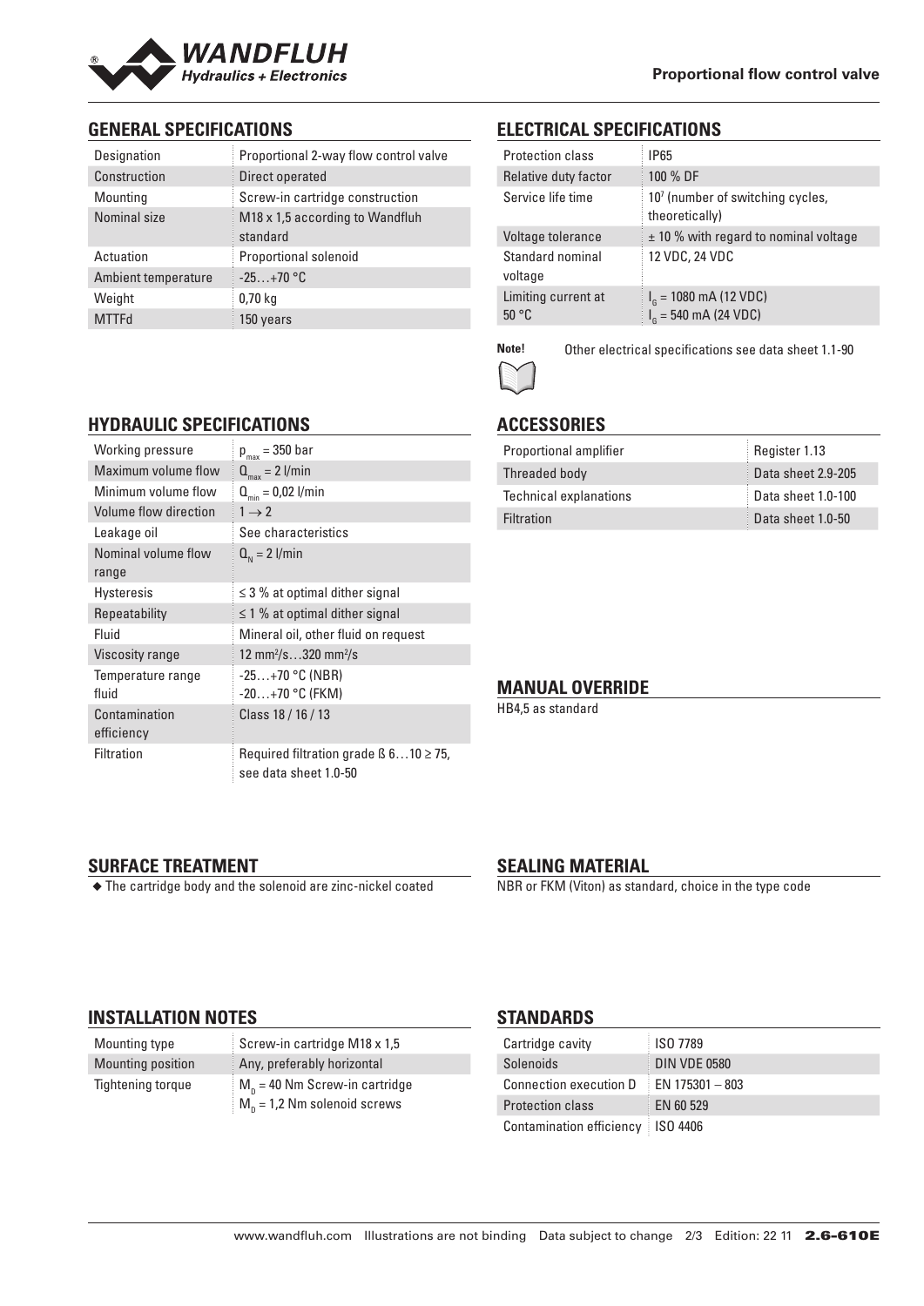Proportional flow control valve

## GENERAL SPECIFICATIONS

| | |
|---|---|
| Designation | Proportional 2-way flow control valve |
| Construction | Direct operated |
| Mounting | Screw-in cartridge construction |
| Nominal size | M18 x 1,5 according to Wandfluh standard |
| Actuation | Proportional solenoid |
| Ambient temperature | -25…+70 °C |
| Weight | 0,70 kg |
| MTTFd | 150 years |

## ELECTRICAL SPECIFICATIONS

| | |
|---|---|
| Protection class | IP65 |
| Relative duty factor | 100 % DF |
| Service life time | $10^7$ (number of switching cycles, theoretically) |
| Voltage tolerance | ± 10 % with regard to nominal voltage |
| Standard nominal voltage | 12 VDC, 24 VDC |
| Limiting current at 50 °C | $I_G$ = 1080 mA (12 VDC)<br>$I_G$ = 540 mA (24 VDC) |

**Note!** Other electrical specifications see data sheet 1.1-90

## HYDRAULIC SPECIFICATIONS

| | |
|---|---|
| Working pressure | $p_{max}$ = 350 bar |
| Maximum volume flow | $Q_{max}$ = 2 l/min |
| Minimum volume flow | $Q_{min}$ = 0,02 l/min |
| Volume flow direction | $1 \rightarrow 2$ |
| Leakage oil | See characteristics |
| Nominal volume flow range | $Q_N$ = 2 l/min |
| Hysteresis | ≤ 3 % at optimal dither signal |
| Repeatability | ≤ 1 % at optimal dither signal |
| Fluid | Mineral oil, other fluid on request |
| Viscosity range | 12 mm²/s…320 mm²/s |
| Temperature range fluid | -25…+70 °C (NBR)<br>-20…+70 °C (FKM) |
| Contamination efficiency | Class 18 / 16 / 13 |
| Filtration | Required filtration grade ß 6…10 ≥ 75, see data sheet 1.0-50 |

## ACCESSORIES

| | |
|---|---|
| Proportional amplifier | Register 1.13 |
| Threaded body | Data sheet 2.9-205 |
| Technical explanations | Data sheet 1.0-100 |
| Filtration | Data sheet 1.0-50 |

## MANUAL OVERRIDE

HB4,5 as standard

## SURFACE TREATMENT

- The cartridge body and the solenoid are zinc-nickel coated

## SEALING MATERIAL

NBR or FKM (Viton) as standard, choice in the type code

## INSTALLATION NOTES

| | |
|---|---|
| Mounting type | Screw-in cartridge M18 x 1,5 |
| Mounting position | Any, preferably horizontal |
| Tightening torque | $M_D$ = 40 Nm Screw-in cartridge<br>$M_D$ = 1,2 Nm solenoid screws |

## STANDARDS

| | |
|---|---|
| Cartridge cavity | ISO 7789 |
| Solenoids | DIN VDE 0580 |
| Connection execution D | EN 175301 – 803 |
| Protection class | EN 60 529 |
| Contamination efficiency | ISO 4406 |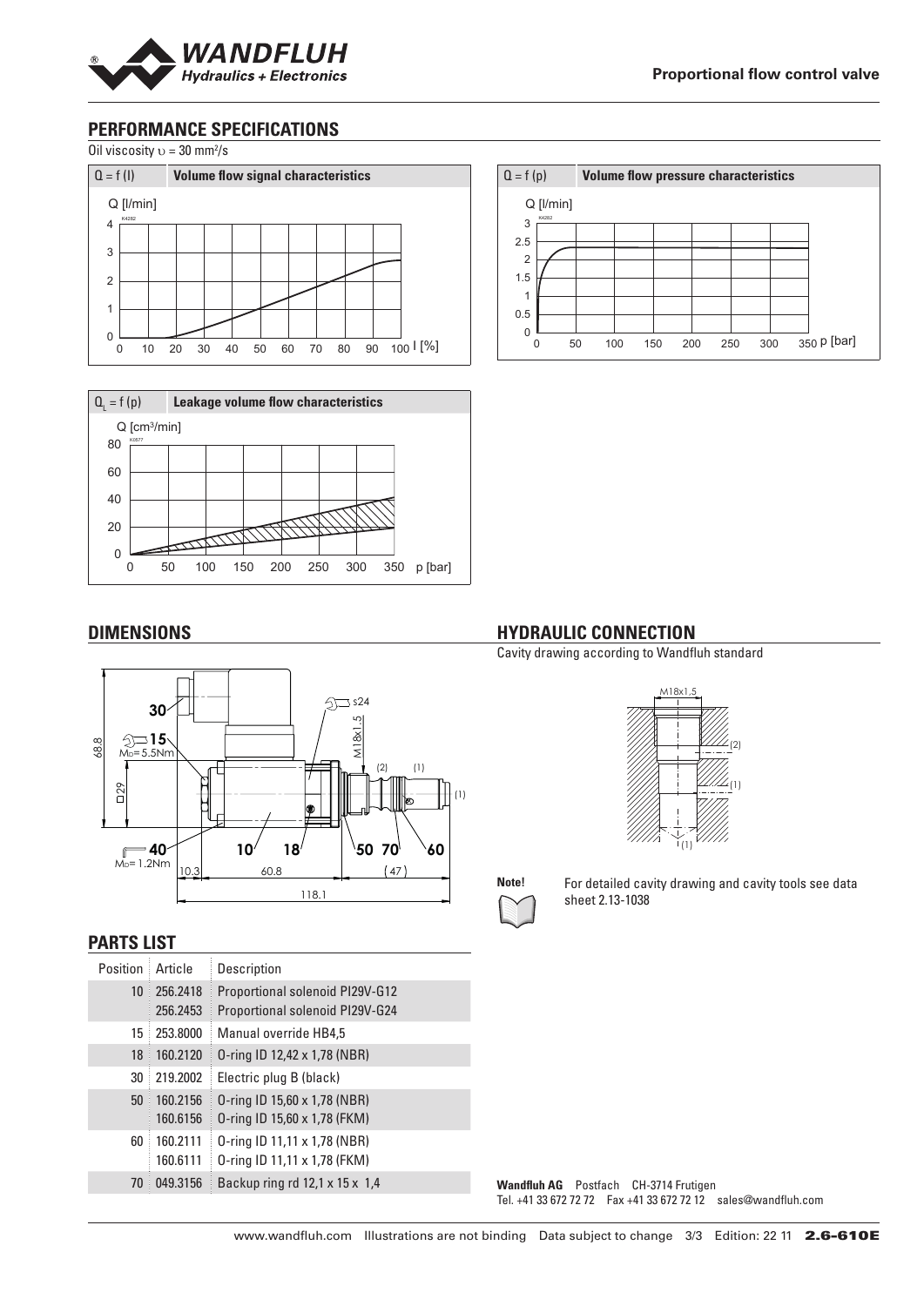## PERFORMANCE SPECIFICATIONS

Oil viscosity $\upsilon$ = 30 mm²/s

Q = f (I) **Volume flow signal characteristics**

Q [l/min]

4
3
2
1
0

0 10 20 30 40 50 60 70 80 90 100 I [%]

Q = f (p) **Volume flow pressure characteristics**

Q [l/min]

3
2.5
2
1.5
1
0.5
0

0 50 100 150 200 250 300 350 p [bar]

$Q_L$ = f (p) **Leakage volume flow characteristics**

Q [cm³/min]

80
60
40
20
0

0 50 100 150 200 250 300 350 p [bar]

## DIMENSIONS

30
15
$M_D$= 5.5Nm
40
$M_D$= 1.2Nm
68.8
□29
s24
M18x1.5
(2) (1)
(1)
10 18 50 70 60
10.3 60.8 (47)
118.1

## PARTS LIST

| Position | Article | Description |
| --- | --- | --- |
| 10 | 256.2418<br>256.2453 | Proportional solenoid PI29V-G12<br>Proportional solenoid PI29V-G24 |
| 15 | 253.8000 | Manual override HB4,5 |
| 18 | 160.2120 | O-ring ID 12,42 x 1,78 (NBR) |
| 30 | 219.2002 | Electric plug B (black) |
| 50 | 160.2156<br>160.6156 | O-ring ID 15,60 x 1,78 (NBR)<br>O-ring ID 15,60 x 1,78 (FKM) |
| 60 | 160.2111<br>160.6111 | O-ring ID 11,11 x 1,78 (NBR)<br>O-ring ID 11,11 x 1,78 (FKM) |
| 70 | 049.3156 | Backup ring rd 12,1 x 15 x 1,4 |

## HYDRAULIC CONNECTION

Cavity drawing according to Wandfluh standard

M18x1.5
(2)
(1)
(1)

**Note!** For detailed cavity drawing and cavity tools see data sheet 2.13-1038

**Wandfluh AG** Postfach CH-3714 Frutigen
Tel. +41 33 672 72 72 Fax +41 33 672 72 12 sales@wandfluh.com